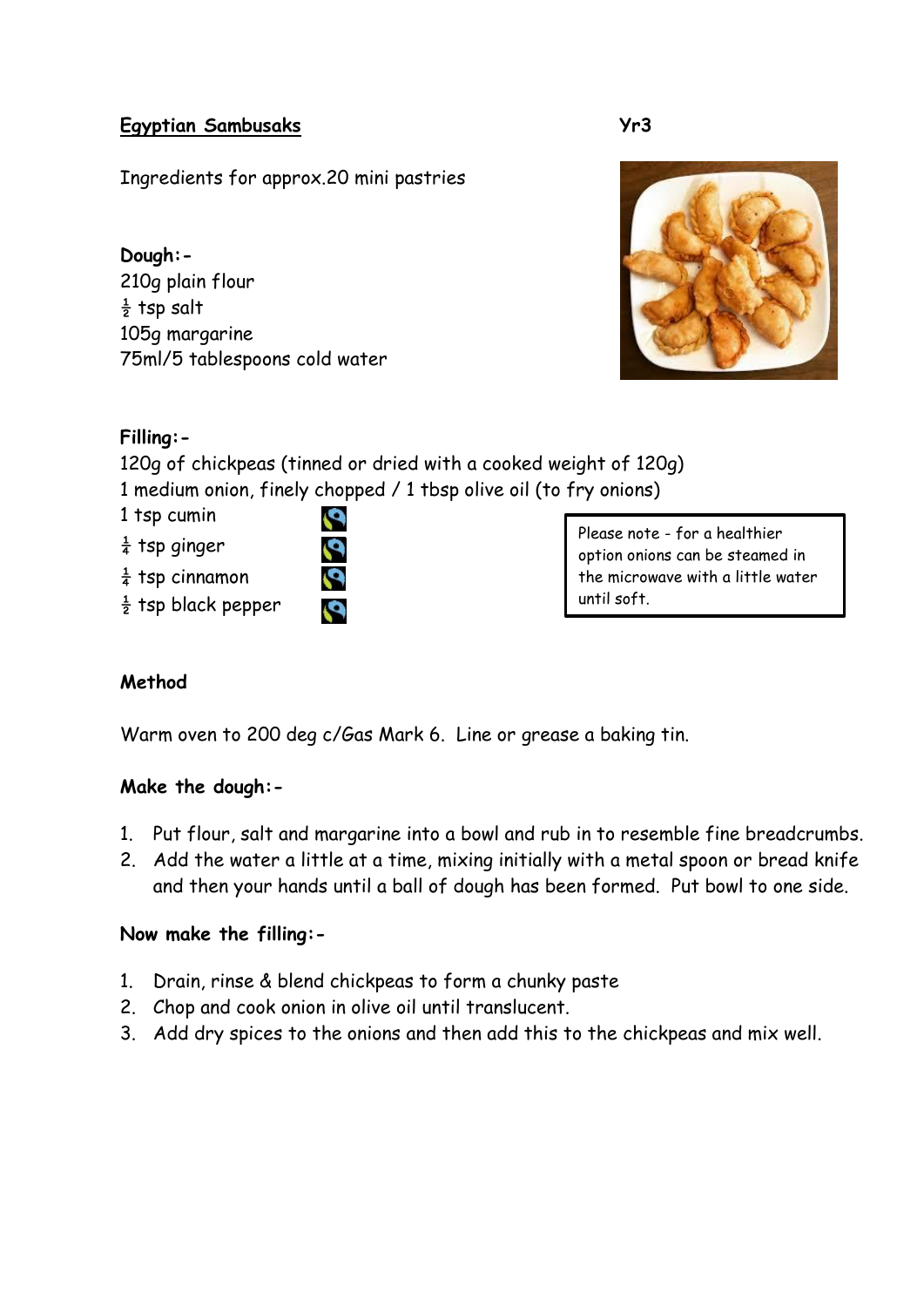# Egyptian Sambusaks

Yr3

Ingredients for approx.20 mini pastries

**Dough:-**

210g plain flour
½ tsp salt
105g margarine
75ml/5 tablespoons cold water

**Filling:-**

120g of chickpeas (tinned or dried with a cooked weight of 120g)
1 medium onion, finely chopped / 1 tbsp olive oil (to fry onions)
1 tsp cumin
¼ tsp ginger
¼ tsp cinnamon
½ tsp black pepper

> Please note - for a healthier option onions can be steamed in the microwave with a little water until soft.

**Method**

Warm oven to 200 deg c/Gas Mark 6. Line or grease a baking tin.

**Make the dough:-**

1. Put flour, salt and margarine into a bowl and rub in to resemble fine breadcrumbs.
2. Add the water a little at a time, mixing initially with a metal spoon or bread knife and then your hands until a ball of dough has been formed. Put bowl to one side.

**Now make the filling:-**

1. Drain, rinse & blend chickpeas to form a chunky paste
2. Chop and cook onion in olive oil until translucent.
3. Add dry spices to the onions and then add this to the chickpeas and mix well.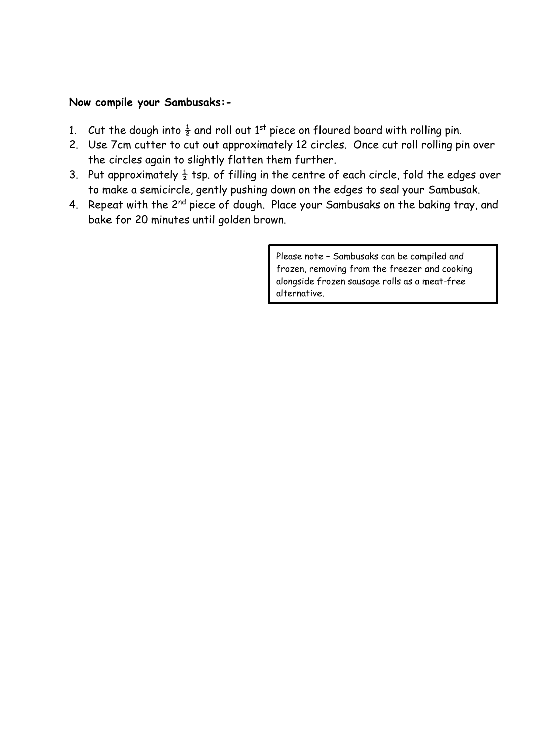**Now compile your Sambusaks:-**

1. Cut the dough into ½ and roll out 1st piece on floured board with rolling pin.
2. Use 7cm cutter to cut out approximately 12 circles. Once cut roll rolling pin over the circles again to slightly flatten them further.
3. Put approximately ½ tsp. of filling in the centre of each circle, fold the edges over to make a semicircle, gently pushing down on the edges to seal your Sambusak.
4. Repeat with the 2nd piece of dough. Place your Sambusaks on the baking tray, and bake for 20 minutes until golden brown.

| |
|---|
| Please note – Sambusaks can be compiled and frozen, removing from the freezer and cooking alongside frozen sausage rolls as a meat-free alternative. |